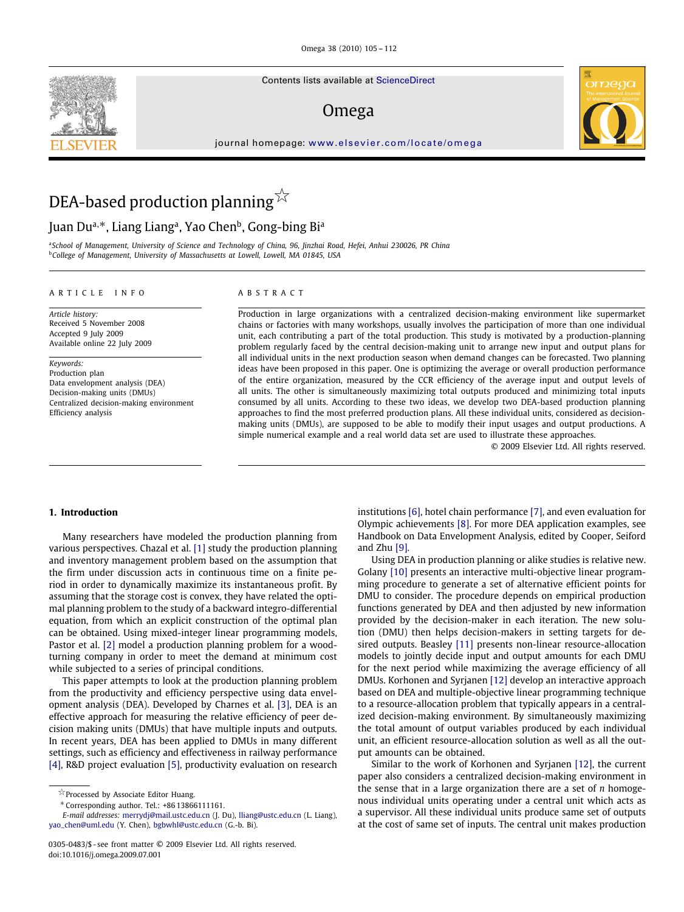# DEA-based production planning ☆

Juan Du[a,*], Liang Liang[a], Yao Chen[b], Gong-bing Bi[a]

[a] School of Management, University of Science and Technology of China, 96, Jinzhai Road, Hefei, Anhui 230026, PR China
[b] College of Management, University of Massachusetts at Lowell, Lowell, MA 01845, USA

ARTICLE INFO

*Article history:*
Received 5 November 2008
Accepted 9 July 2009
Available online 22 July 2009

*Keywords:*
Production plan
Data envelopment analysis (DEA)
Decision-making units (DMUs)
Centralized decision-making environment
Efficiency analysis

ABSTRACT

Production in large organizations with a centralized decision-making environment like supermarket chains or factories with many workshops, usually involves the participation of more than one individual unit, each contributing a part of the total production. This study is motivated by a production-planning problem regularly faced by the central decision-making unit to arrange new input and output plans for all individual units in the next production season when demand changes can be forecasted. Two planning ideas have been proposed in this paper. One is optimizing the average or overall production performance of the entire organization, measured by the CCR efficiency of the average input and output levels of all units. The other is simultaneously maximizing total outputs produced and minimizing total inputs consumed by all units. According to these two ideas, we develop two DEA-based production planning approaches to find the most preferred production plans. All these individual units, considered as decision-making units (DMUs), are supposed to be able to modify their input usages and output productions. A simple numerical example and a real world data set are used to illustrate these approaches.

© 2009 Elsevier Ltd. All rights reserved.

## 1. Introduction

Many researchers have modeled the production planning from various perspectives. Chazal et al. [1] study the production planning and inventory management problem based on the assumption that the firm under discussion acts in continuous time on a finite period in order to dynamically maximize its instantaneous profit. By assuming that the storage cost is convex, they have related the optimal planning problem to the study of a backward integro-differential equation, from which an explicit construction of the optimal plan can be obtained. Using mixed-integer linear programming models, Pastor et al. [2] model a production planning problem for a wood-turning company in order to meet the demand at minimum cost while subjected to a series of principal conditions.

This paper attempts to look at the production planning problem from the productivity and efficiency perspective using data envelopment analysis (DEA). Developed by Charnes et al. [3], DEA is an effective approach for measuring the relative efficiency of peer decision making units (DMUs) that have multiple inputs and outputs. In recent years, DEA has been applied to DMUs in many different settings, such as efficiency and effectiveness in railway performance [4], R&D project evaluation [5], productivity evaluation on research institutions [6], hotel chain performance [7], and even evaluation for Olympic achievements [8]. For more DEA application examples, see Handbook on Data Envelopment Analysis, edited by Cooper, Seiford and Zhu [9].

Using DEA in production planning or alike studies is relative new. Golany [10] presents an interactive multi-objective linear programming procedure to generate a set of alternative efficient points for DMU to consider. The procedure depends on empirical production functions generated by DEA and then adjusted by new information provided by the decision-maker in each iteration. The new solution (DMU) then helps decision-makers in setting targets for desired outputs. Beasley [11] presents non-linear resource-allocation models to jointly decide input and output amounts for each DMU for the next period while maximizing the average efficiency of all DMUs. Korhonen and Syrjanen [12] develop an interactive approach based on DEA and multiple-objective linear programming technique to a resource-allocation problem that typically appears in a centralized decision-making environment. By simultaneously maximizing the total amount of output variables produced by each individual unit, an efficient resource-allocation solution as well as all the output amounts can be obtained.

Similar to the work of Korhonen and Syrjanen [12], the current paper also considers a centralized decision-making environment in the sense that in a large organization there are a set of $n$ homogeneous individual units operating under a central unit which acts as a supervisor. All these individual units produce same set of outputs at the cost of same set of inputs. The central unit makes production

☆ Processed by Associate Editor Huang.

\* Corresponding author. Tel.: +86 13866111161.

*E-mail addresses:* merrydj@mail.ustc.edu.cn (J. Du), lliang@ustc.edu.cn (L. Liang), yao_chen@uml.edu (Y. Chen), bgbwhl@ustc.edu.cn (G.-b. Bi).

0305-0483/$ - see front matter © 2009 Elsevier Ltd. All rights reserved.
doi:10.1016/j.omega.2009.07.001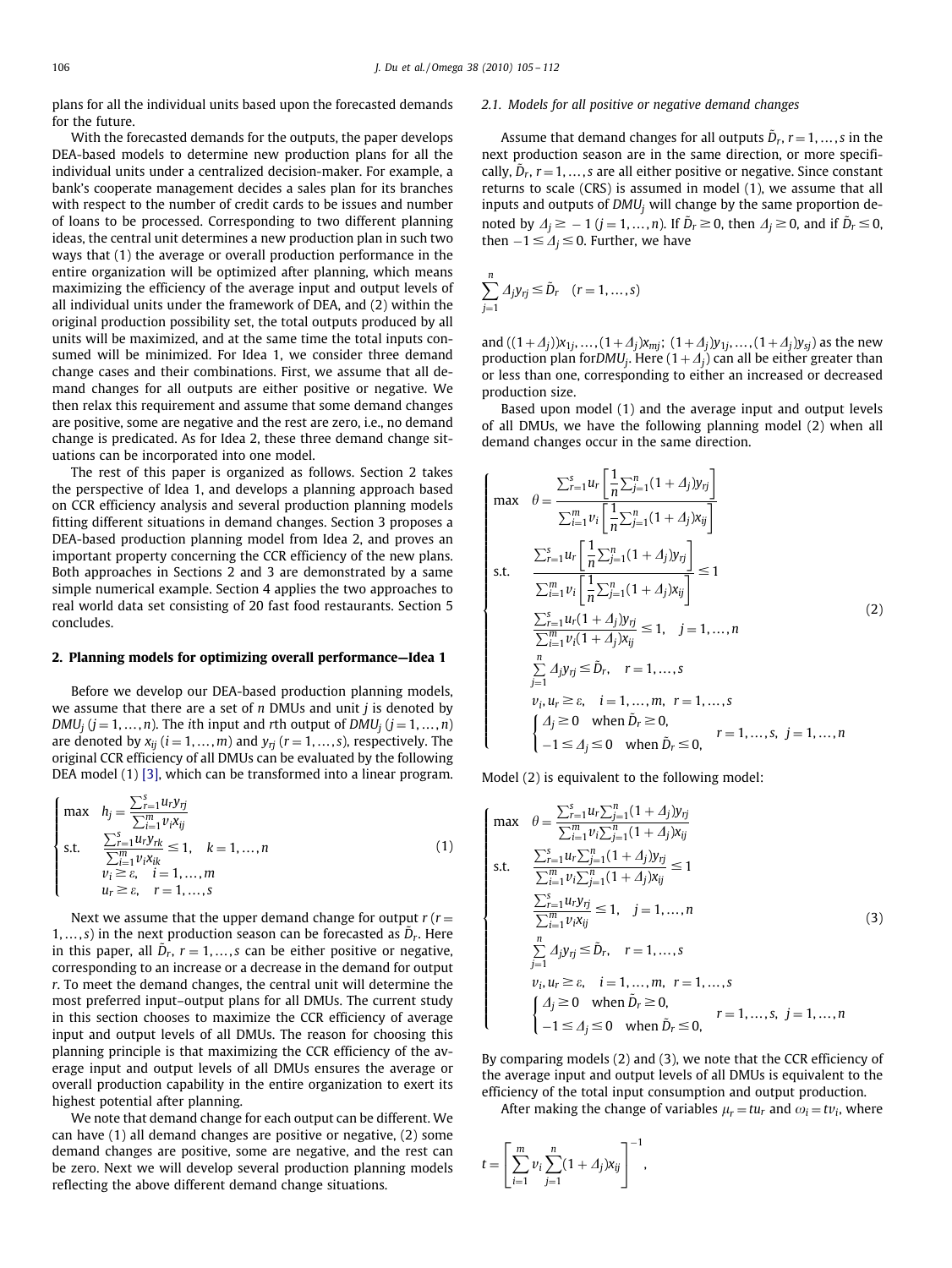plans for all the individual units based upon the forecasted demands for the future.

With the forecasted demands for the outputs, the paper develops DEA-based models to determine new production plans for all the individual units under a centralized decision-maker. For example, a bank's cooperate management decides a sales plan for its branches with respect to the number of credit cards to be issues and number of loans to be processed. Corresponding to two different planning ideas, the central unit determines a new production plan in such two ways that (1) the average or overall production performance in the entire organization will be optimized after planning, which means maximizing the efficiency of the average input and output levels of all individual units under the framework of DEA, and (2) within the original production possibility set, the total outputs produced by all units will be maximized, and at the same time the total inputs consumed will be minimized. For Idea 1, we consider three demand change cases and their combinations. First, we assume that all demand changes for all outputs are either positive or negative. We then relax this requirement and assume that some demand changes are positive, some are negative and the rest are zero, i.e., no demand change is predicated. As for Idea 2, these three demand change situations can be incorporated into one model.

The rest of this paper is organized as follows. Section 2 takes the perspective of Idea 1, and develops a planning approach based on CCR efficiency analysis and several production planning models fitting different situations in demand changes. Section 3 proposes a DEA-based production planning model from Idea 2, and proves an important property concerning the CCR efficiency of the new plans. Both approaches in Sections 2 and 3 are demonstrated by a same simple numerical example. Section 4 applies the two approaches to real world data set consisting of 20 fast food restaurants. Section 5 concludes.

## 2. Planning models for optimizing overall performance—Idea 1

Before we develop our DEA-based production planning models, we assume that there are a set of $n$ DMUs and unit $j$ is denoted by $DMU_j$ $(j=1,\ldots,n)$. The $i$th input and $r$th output of $DMU_j$ $(j=1,\ldots,n)$ are denoted by $x_{ij}$ $(i=1,\ldots,m)$ and $y_{rj}$ $(r=1,\ldots,s)$, respectively. The original CCR efficiency of all DMUs can be evaluated by the following DEA model (1) [3], which can be transformed into a linear program.

$$
\begin{cases}
\max \quad h_j = \dfrac{\sum_{r=1}^{s} u_r y_{rj}}{\sum_{i=1}^{m} v_i x_{ij}} \\
\text{s.t.} \quad \dfrac{\sum_{r=1}^{s} u_r y_{rk}}{\sum_{i=1}^{m} v_i x_{ik}} \le 1, \quad k=1,\ldots,n \\
\qquad v_i \ge \varepsilon, \quad i=1,\ldots,m \\
\qquad u_r \ge \varepsilon, \quad r=1,\ldots,s
\end{cases}
\tag{1}
$$

Next we assume that the upper demand change for output $r$ $(r=1,\ldots,s)$ in the next production season can be forecasted as $\tilde{D}_r$. Here in this paper, all $\tilde{D}_r$, $r=1,\ldots,s$ can be either positive or negative, corresponding to an increase or a decrease in the demand for output $r$. To meet the demand changes, the central unit will determine the most preferred input–output plans for all DMUs. The current study in this section chooses to maximize the CCR efficiency of average input and output levels of all DMUs. The reason for choosing this planning principle is that maximizing the CCR efficiency of the average input and output levels of all DMUs ensures the average or overall production capability in the entire organization to exert its highest potential after planning.

We note that demand change for each output can be different. We can have (1) all demand changes are positive or negative, (2) some demand changes are positive, some are negative, and the rest can be zero. Next we will develop several production planning models reflecting the above different demand change situations.

### 2.1. Models for all positive or negative demand changes

Assume that demand changes for all outputs $\tilde{D}_r$, $r=1,\ldots,s$ in the next production season are in the same direction, or more specifically, $\tilde{D}_r$, $r=1,\ldots,s$ are all either positive or negative. Since constant returns to scale (CRS) is assumed in model (1), we assume that all inputs and outputs of $DMU_j$ will change by the same proportion denoted by $\Delta_j \ge -1$ $(j=1,\ldots,n)$. If $\tilde{D}_r \ge 0$, then $\Delta_j \ge 0$, and if $\tilde{D}_r \le 0$, then $-1 \le \Delta_j \le 0$. Further, we have

$$
\sum_{j=1}^{n} \Delta_j y_{rj} \le \tilde{D}_r \quad (r=1,\ldots,s)
$$

and $((1+\Delta_j)x_{1j},\ldots,(1+\Delta_j)x_{mj};\ (1+\Delta_j)y_{1j},\ldots,(1+\Delta_j)y_{sj})$ as the new production plan for $DMU_j$. Here $(1+\Delta_j)$ can all be either greater than or less than one, corresponding to either an increased or decreased production size.

Based upon model (1) and the average input and output levels of all DMUs, we have the following planning model (2) when all demand changes occur in the same direction.

$$
\begin{cases}
\max \quad \theta = \dfrac{\sum_{r=1}^{s} u_r \left[\frac{1}{n}\sum_{j=1}^{n}(1+\Delta_j) y_{rj}\right]}{\sum_{i=1}^{m} v_i \left[\frac{1}{n}\sum_{j=1}^{n}(1+\Delta_j) x_{ij}\right]} \\
\text{s.t.} \quad \dfrac{\sum_{r=1}^{s} u_r \left[\frac{1}{n}\sum_{j=1}^{n}(1+\Delta_j) y_{rj}\right]}{\sum_{i=1}^{m} v_i \left[\frac{1}{n}\sum_{j=1}^{n}(1+\Delta_j) x_{ij}\right]} \le 1 \\
\qquad \dfrac{\sum_{r=1}^{s} u_r (1+\Delta_j) y_{rj}}{\sum_{i=1}^{m} v_i (1+\Delta_j) x_{ij}} \le 1, \quad j=1,\ldots,n \\
\qquad \sum_{j=1}^{n} \Delta_j y_{rj} \le \tilde{D}_r, \quad r=1,\ldots,s \\
\qquad v_i, u_r \ge \varepsilon, \quad i=1,\ldots,m, \ r=1,\ldots,s \\
\qquad \begin{cases} \Delta_j \ge 0 & \text{when } \tilde{D}_r \ge 0, \\ -1 \le \Delta_j \le 0 & \text{when } \tilde{D}_r \le 0, \end{cases} \quad r=1,\ldots,s, \ j=1,\ldots,n
\end{cases}
\tag{2}
$$

Model (2) is equivalent to the following model:

$$
\begin{cases}
\max \quad \theta = \dfrac{\sum_{r=1}^{s} u_r \sum_{j=1}^{n}(1+\Delta_j) y_{rj}}{\sum_{i=1}^{m} v_i \sum_{j=1}^{n}(1+\Delta_j) x_{ij}} \\
\text{s.t.} \quad \dfrac{\sum_{r=1}^{s} u_r \sum_{j=1}^{n}(1+\Delta_j) y_{rj}}{\sum_{i=1}^{m} v_i \sum_{j=1}^{n}(1+\Delta_j) x_{ij}} \le 1 \\
\qquad \dfrac{\sum_{r=1}^{s} u_r y_{rj}}{\sum_{i=1}^{m} v_i x_{ij}} \le 1, \quad j=1,\ldots,n \\
\qquad \sum_{j=1}^{n} \Delta_j y_{rj} \le \tilde{D}_r, \quad r=1,\ldots,s \\
\qquad v_i, u_r \ge \varepsilon, \quad i=1,\ldots,m, \ r=1,\ldots,s \\
\qquad \begin{cases} \Delta_j \ge 0 & \text{when } \tilde{D}_r \ge 0, \\ -1 \le \Delta_j \le 0 & \text{when } \tilde{D}_r \le 0, \end{cases} \quad r=1,\ldots,s, \ j=1,\ldots,n
\end{cases}
\tag{3}
$$

By comparing models (2) and (3), we note that the CCR efficiency of the average input and output levels of all DMUs is equivalent to the efficiency of the total input consumption and output production.

After making the change of variables $\mu_r = t u_r$ and $\omega_i = t v_i$, where

$$
t = \left[\sum_{i=1}^{m} v_i \sum_{j=1}^{n}(1+\Delta_j) x_{ij}\right]^{-1},
$$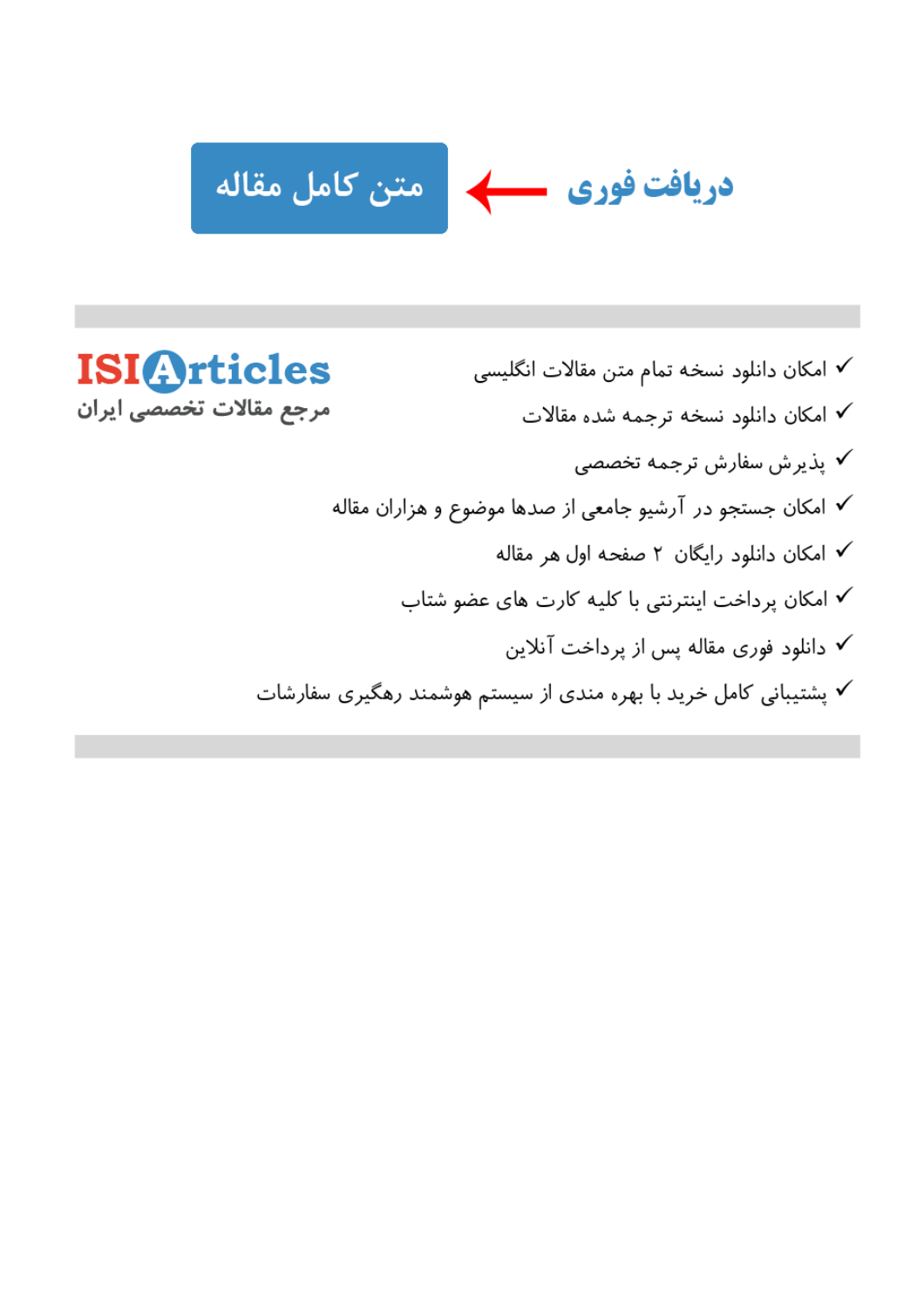دریافت فوری ← متن کامل مقاله

ISIArticles
مرجع مقالات تخصصی ایران

- ✓ امکان دانلود نسخه تمام متن مقالات انگلیسی
- ✓ امکان دانلود نسخه ترجمه شده مقالات
- ✓ پذیرش سفارش ترجمه تخصصی
- ✓ امکان جستجو در آرشیو جامعی از صدها موضوع و هزاران مقاله
- ✓ امکان دانلود رایگان ۲ صفحه اول هر مقاله
- ✓ امکان پرداخت اینترنتی با کلیه کارت های عضو شتاب
- ✓ دانلود فوری مقاله پس از پرداخت آنلاین
- ✓ پشتیبانی کامل خرید با بهره مندی از سیستم هوشمند رهگیری سفارشات